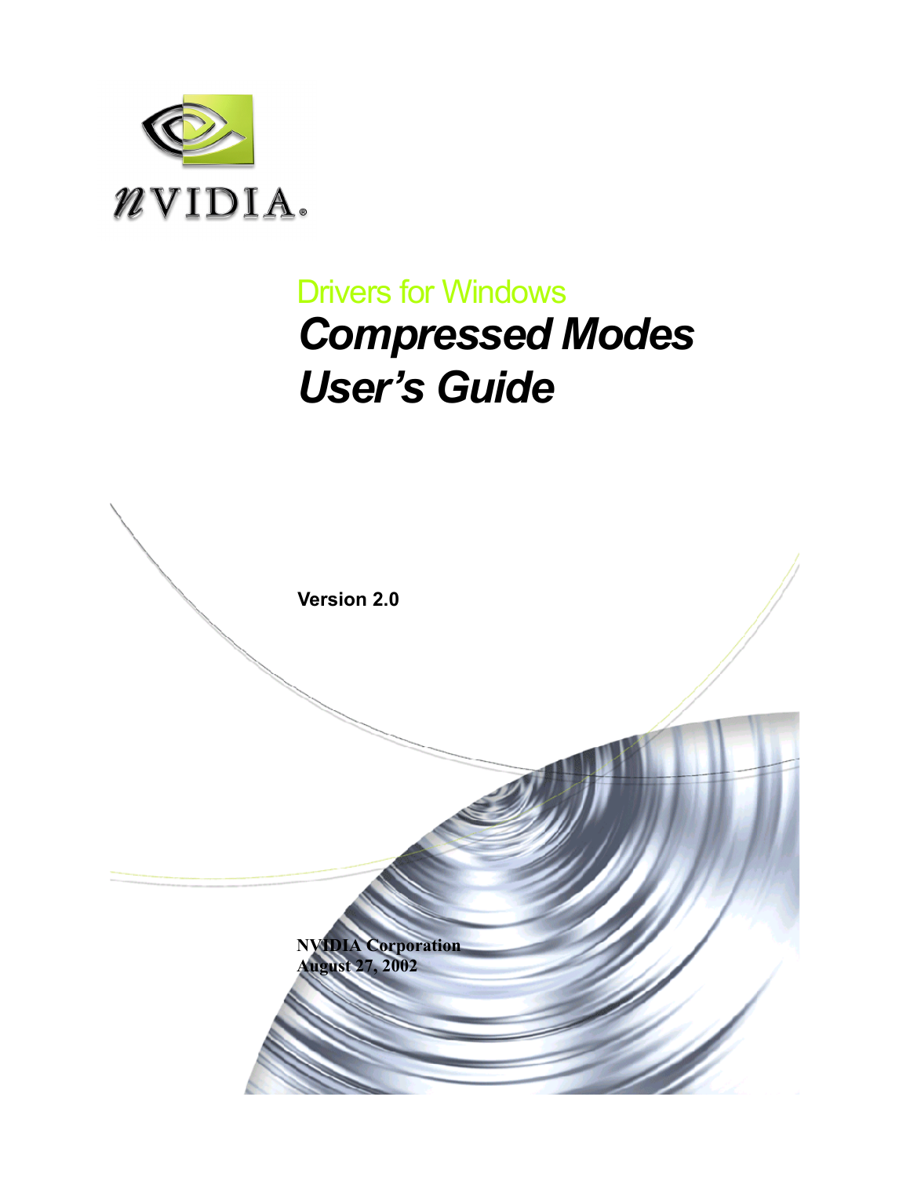NVIDIA®

Drivers for Windows

# *Compressed Modes User's Guide*

**Version 2.0**

**NVIDIA Corporation**
**August 27, 2002**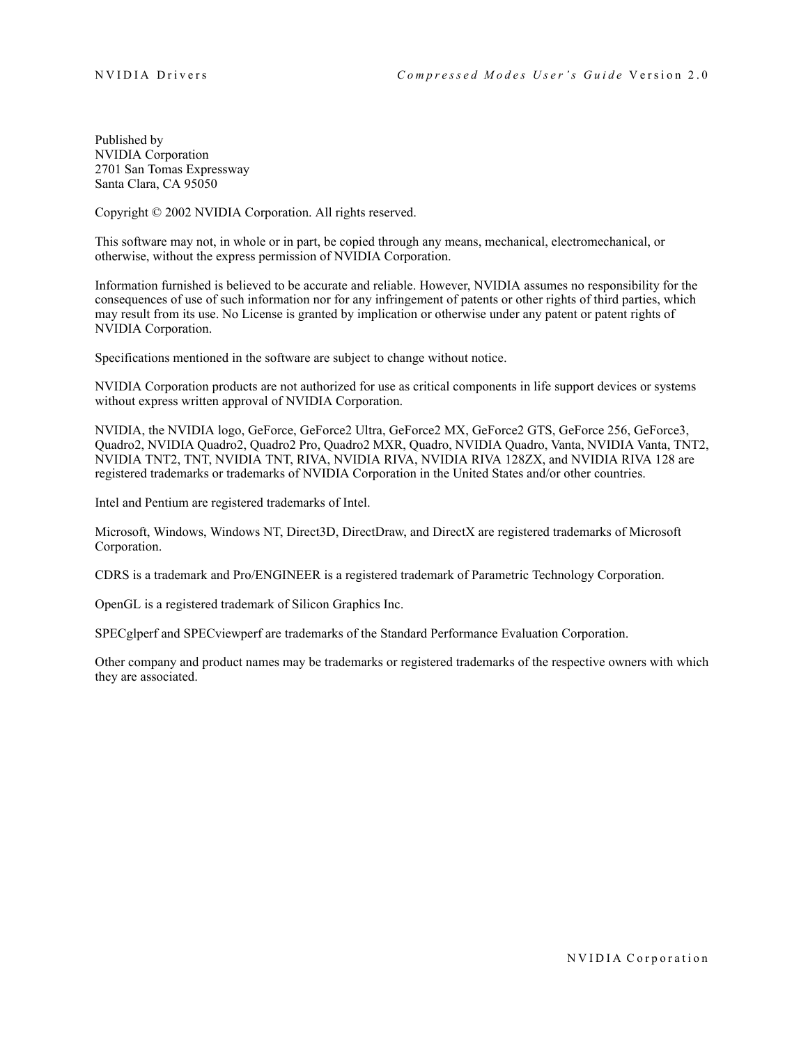Published by
NVIDIA Corporation
2701 San Tomas Expressway
Santa Clara, CA 95050

Copyright © 2002 NVIDIA Corporation. All rights reserved.

This software may not, in whole or in part, be copied through any means, mechanical, electromechanical, or otherwise, without the express permission of NVIDIA Corporation.

Information furnished is believed to be accurate and reliable. However, NVIDIA assumes no responsibility for the consequences of use of such information nor for any infringement of patents or other rights of third parties, which may result from its use. No License is granted by implication or otherwise under any patent or patent rights of NVIDIA Corporation.

Specifications mentioned in the software are subject to change without notice.

NVIDIA Corporation products are not authorized for use as critical components in life support devices or systems without express written approval of NVIDIA Corporation.

NVIDIA, the NVIDIA logo, GeForce, GeForce2 Ultra, GeForce2 MX, GeForce2 GTS, GeForce 256, GeForce3, Quadro2, NVIDIA Quadro2, Quadro2 Pro, Quadro2 MXR, Quadro, NVIDIA Quadro, Vanta, NVIDIA Vanta, TNT2, NVIDIA TNT2, TNT, NVIDIA TNT, RIVA, NVIDIA RIVA, NVIDIA RIVA 128ZX, and NVIDIA RIVA 128 are registered trademarks or trademarks of NVIDIA Corporation in the United States and/or other countries.

Intel and Pentium are registered trademarks of Intel.

Microsoft, Windows, Windows NT, Direct3D, DirectDraw, and DirectX are registered trademarks of Microsoft Corporation.

CDRS is a trademark and Pro/ENGINEER is a registered trademark of Parametric Technology Corporation.

OpenGL is a registered trademark of Silicon Graphics Inc.

SPECglperf and SPECviewperf are trademarks of the Standard Performance Evaluation Corporation.

Other company and product names may be trademarks or registered trademarks of the respective owners with which they are associated.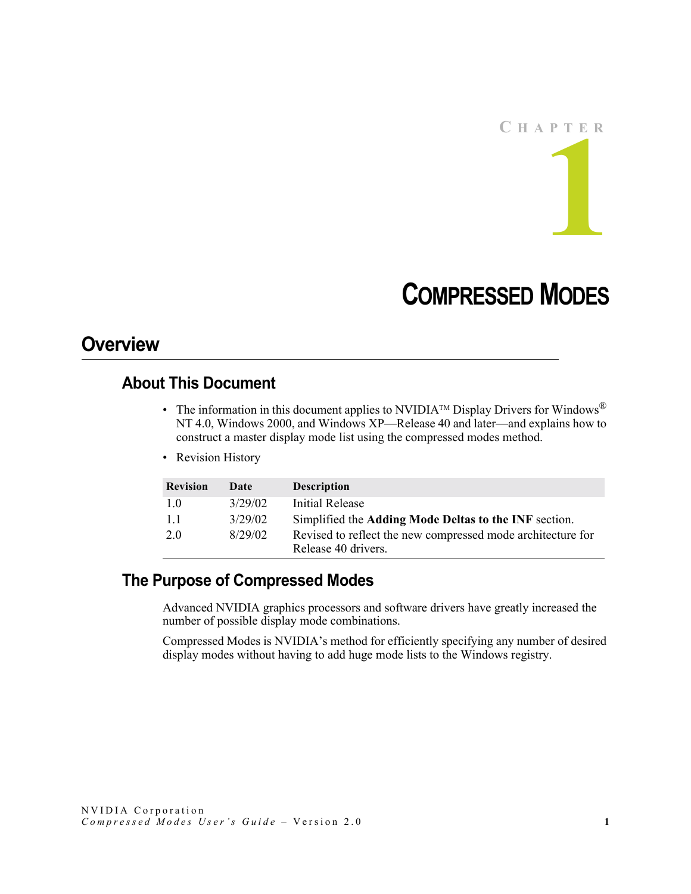# CHAPTER 1

# COMPRESSED MODES

## Overview

### About This Document

- The information in this document applies to NVIDIA™ Display Drivers for Windows® NT 4.0, Windows 2000, and Windows XP—Release 40 and later—and explains how to construct a master display mode list using the compressed modes method.
- Revision History

| Revision | Date | Description |
|---|---|---|
| 1.0 | 3/29/02 | Initial Release |
| 1.1 | 3/29/02 | Simplified the **Adding Mode Deltas to the INF** section. |
| 2.0 | 8/29/02 | Revised to reflect the new compressed mode architecture for Release 40 drivers. |

### The Purpose of Compressed Modes

Advanced NVIDIA graphics processors and software drivers have greatly increased the number of possible display mode combinations.

Compressed Modes is NVIDIA's method for efficiently specifying any number of desired display modes without having to add huge mode lists to the Windows registry.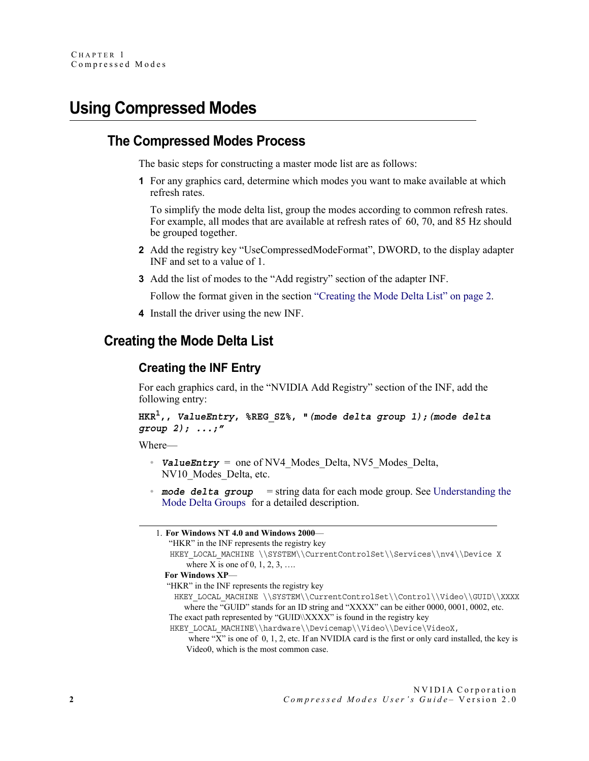# Using Compressed Modes

## The Compressed Modes Process

The basic steps for constructing a master mode list are as follows:

1. For any graphics card, determine which modes you want to make available at which refresh rates.

   To simplify the mode delta list, group the modes according to common refresh rates. For example, all modes that are available at refresh rates of 60, 70, and 85 Hz should be grouped together.

2. Add the registry key "UseCompressedModeFormat", DWORD, to the display adapter INF and set to a value of 1.

3. Add the list of modes to the "Add registry" section of the adapter INF.

   Follow the format given in the section "Creating the Mode Delta List" on page 2.

4. Install the driver using the new INF.

## Creating the Mode Delta List

### Creating the INF Entry

For each graphics card, in the "NVIDIA Add Registry" section of the INF, add the following entry:

**HKR**[1]**,, *ValueEntry*, %REG_SZ%, "*(mode delta group 1);(mode delta group 2); ...;*"**

Where—

- ***ValueEntry*** = one of NV4_Modes_Delta, NV5_Modes_Delta, NV10_Modes_Delta, etc.
- ***mode delta group*** = string data for each mode group. See Understanding the Mode Delta Groups for a detailed description.

---

1. **For Windows NT 4.0 and Windows 2000**—
   "HKR" in the INF represents the registry key
   `HKEY_LOCAL_MACHINE \\SYSTEM\\CurrentControlSet\\Services\\nv4\\Device X`
   where X is one of 0, 1, 2, 3, ….
   **For Windows XP**—
   "HKR" in the INF represents the registry key
   `HKEY_LOCAL_MACHINE \\SYSTEM\\CurrentControlSet\\Control\\Video\\GUID\\XXXX`
   where the "GUID" stands for an ID string and "XXXX" can be either 0000, 0001, 0002, etc.
   The exact path represented by "GUID\\XXXX" is found in the registry key
   `HKEY_LOCAL_MACHINE\\hardware\\Devicemap\\Video\\Device\VideoX,`
   where "X" is one of 0, 1, 2, etc. If an NVIDIA card is the first or only card installed, the key is Video0, which is the most common case.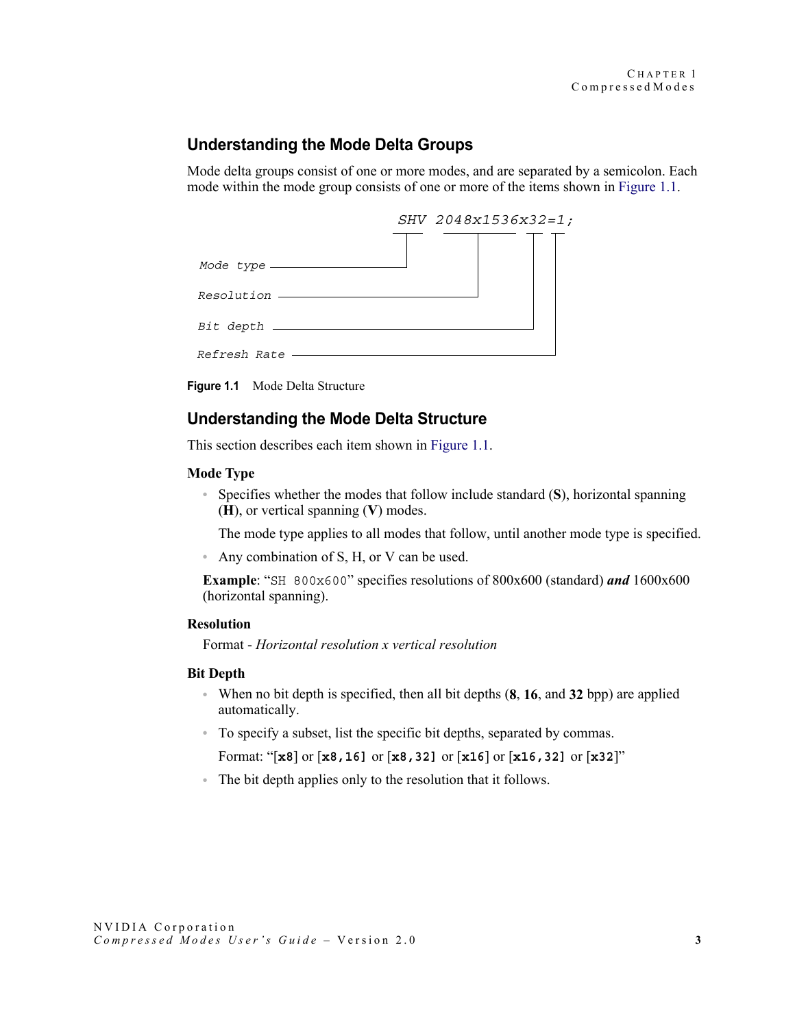## Understanding the Mode Delta Groups

Mode delta groups consist of one or more modes, and are separated by a semicolon. Each mode within the mode group consists of one or more of the items shown in Figure 1.1.

*SHV 2048x1536x32=1;*

*Mode type*

*Resolution*

*Bit depth*

*Refresh Rate*

**Figure 1.1** Mode Delta Structure

## Understanding the Mode Delta Structure

This section describes each item shown in Figure 1.1.

### Mode Type

- Specifies whether the modes that follow include standard (**S**), horizontal spanning (**H**), or vertical spanning (**V**) modes.

  The mode type applies to all modes that follow, until another mode type is specified.

- Any combination of S, H, or V can be used.

**Example**: "`SH 800x600`" specifies resolutions of 800x600 (standard) ***and*** 1600x600 (horizontal spanning).

### Resolution

Format - *Horizontal resolution x vertical resolution*

### Bit Depth

- When no bit depth is specified, then all bit depths (**8**, **16**, and **32** bpp) are applied automatically.
- To specify a subset, list the specific bit depths, separated by commas.

  Format: "[**`x8`**] or [**`x8,16`**] or [**`x8,32`**] or [**`x16`**] or [**`x16,32`**] or [**`x32`**]"

- The bit depth applies only to the resolution that it follows.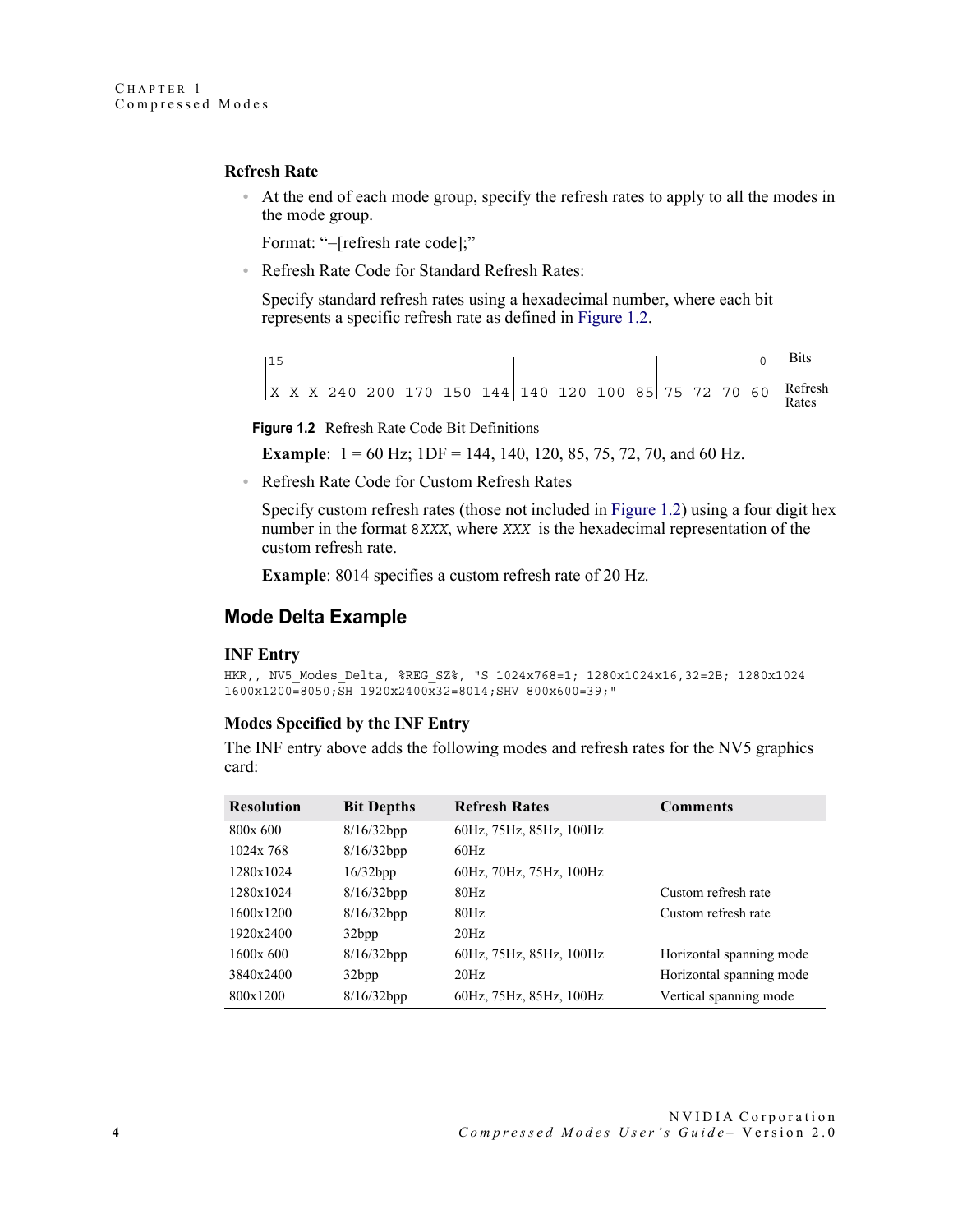### Refresh Rate

- At the end of each mode group, specify the refresh rates to apply to all the modes in the mode group.

  Format: “=[refresh rate code];”

- Refresh Rate Code for Standard Refresh Rates:

  Specify standard refresh rates using a hexadecimal number, where each bit represents a specific refresh rate as defined in Figure 1.2.

| 15 | | | | | | | | | | | | | | | 0 | Bits |
|---|---|---|---|---|---|---|---|---|---|---|---|---|---|---|---|---|
| X | X | X | 240 | 200 | 170 | 150 | 144 | 140 | 120 | 100 | 85 | 75 | 72 | 70 | 60 | Refresh Rates |

**Figure 1.2** Refresh Rate Code Bit Definitions

**Example**: 1 = 60 Hz; 1DF = 144, 140, 120, 85, 75, 72, 70, and 60 Hz.

- Refresh Rate Code for Custom Refresh Rates

  Specify custom refresh rates (those not included in Figure 1.2) using a four digit hex number in the format 8*XXX*, where *XXX* is the hexadecimal representation of the custom refresh rate.

  **Example**: 8014 specifies a custom refresh rate of 20 Hz.

## Mode Delta Example

### INF Entry

```
HKR,, NV5_Modes_Delta, %REG_SZ%, "S 1024x768=1; 1280x1024x16,32=2B; 1280x1024
1600x1200=8050;SH 1920x2400x32=8014;SHV 800x600=39;"
```

### Modes Specified by the INF Entry

The INF entry above adds the following modes and refresh rates for the NV5 graphics card:

| Resolution | Bit Depths | Refresh Rates | Comments |
|---|---|---|---|
| 800x 600 | 8/16/32bpp | 60Hz, 75Hz, 85Hz, 100Hz | |
| 1024x 768 | 8/16/32bpp | 60Hz | |
| 1280x1024 | 16/32bpp | 60Hz, 70Hz, 75Hz, 100Hz | |
| 1280x1024 | 8/16/32bpp | 80Hz | Custom refresh rate |
| 1600x1200 | 8/16/32bpp | 80Hz | Custom refresh rate |
| 1920x2400 | 32bpp | 20Hz | |
| 1600x 600 | 8/16/32bpp | 60Hz, 75Hz, 85Hz, 100Hz | Horizontal spanning mode |
| 3840x2400 | 32bpp | 20Hz | Horizontal spanning mode |
| 800x1200 | 8/16/32bpp | 60Hz, 75Hz, 85Hz, 100Hz | Vertical spanning mode |